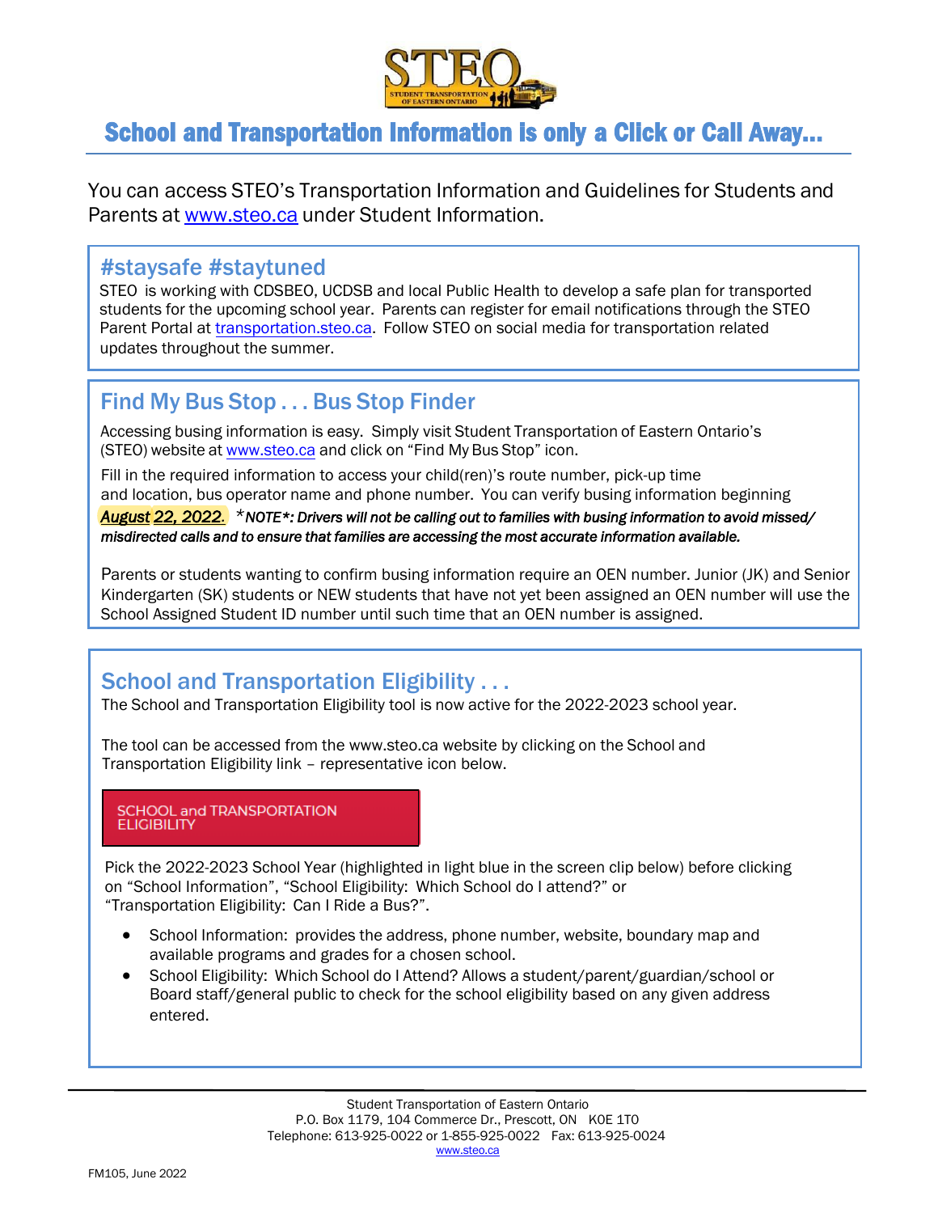# School and Transportation Information is only a Click or Call Away…

You can access STEO's Transportation Information and Guidelines for Students and Parents at www.steo.ca under Student Information.

## #staysafe #staytuned

STEO is working with CDSBEO, UCDSB and local Public Health to develop a safe plan for transported students for the upcoming school year. Parents can register for email notifications through the STEO Parent Portal at transportation.steo.ca. Follow STEO on social media for transportation related updates throughout the summer.

## Find My Bus Stop . . . Bus Stop Finder

Accessing busing information is easy. Simply visit Student Transportation of Eastern Ontario's (STEO) website at www.steo.ca and click on "Find My Bus Stop" icon.

Fill in the required information to access your child(ren)'s route number, pick-up time and location, bus operator name and phone number. You can verify busing information beginning ***August 22, 2022.*** **\****NOTE*: Drivers will not be calling out to families with busing information to avoid missed/ misdirected calls and to ensure that families are accessing the most accurate information available.***

Parents or students wanting to confirm busing information require an OEN number. Junior (JK) and Senior Kindergarten (SK) students or NEW students that have not yet been assigned an OEN number will use the School Assigned Student ID number until such time that an OEN number is assigned.

## School and Transportation Eligibility . . .

The School and Transportation Eligibility tool is now active for the 2022-2023 school year.

The tool can be accessed from the www.steo.ca website by clicking on the School and Transportation Eligibility link – representative icon below.

SCHOOL and TRANSPORTATION ELIGIBILITY

Pick the 2022-2023 School Year (highlighted in light blue in the screen clip below) before clicking on "School Information", "School Eligibility: Which School do I attend?" or "Transportation Eligibility: Can I Ride a Bus?".

- School Information: provides the address, phone number, website, boundary map and available programs and grades for a chosen school.
- School Eligibility: Which School do I Attend? Allows a student/parent/guardian/school or Board staff/general public to check for the school eligibility based on any given address entered.

Student Transportation of Eastern Ontario
P.O. Box 1179, 104 Commerce Dr., Prescott, ON K0E 1T0
Telephone: 613-925-0022 or 1-855-925-0022 Fax: 613-925-0024
www.steo.ca

FM105, June 2022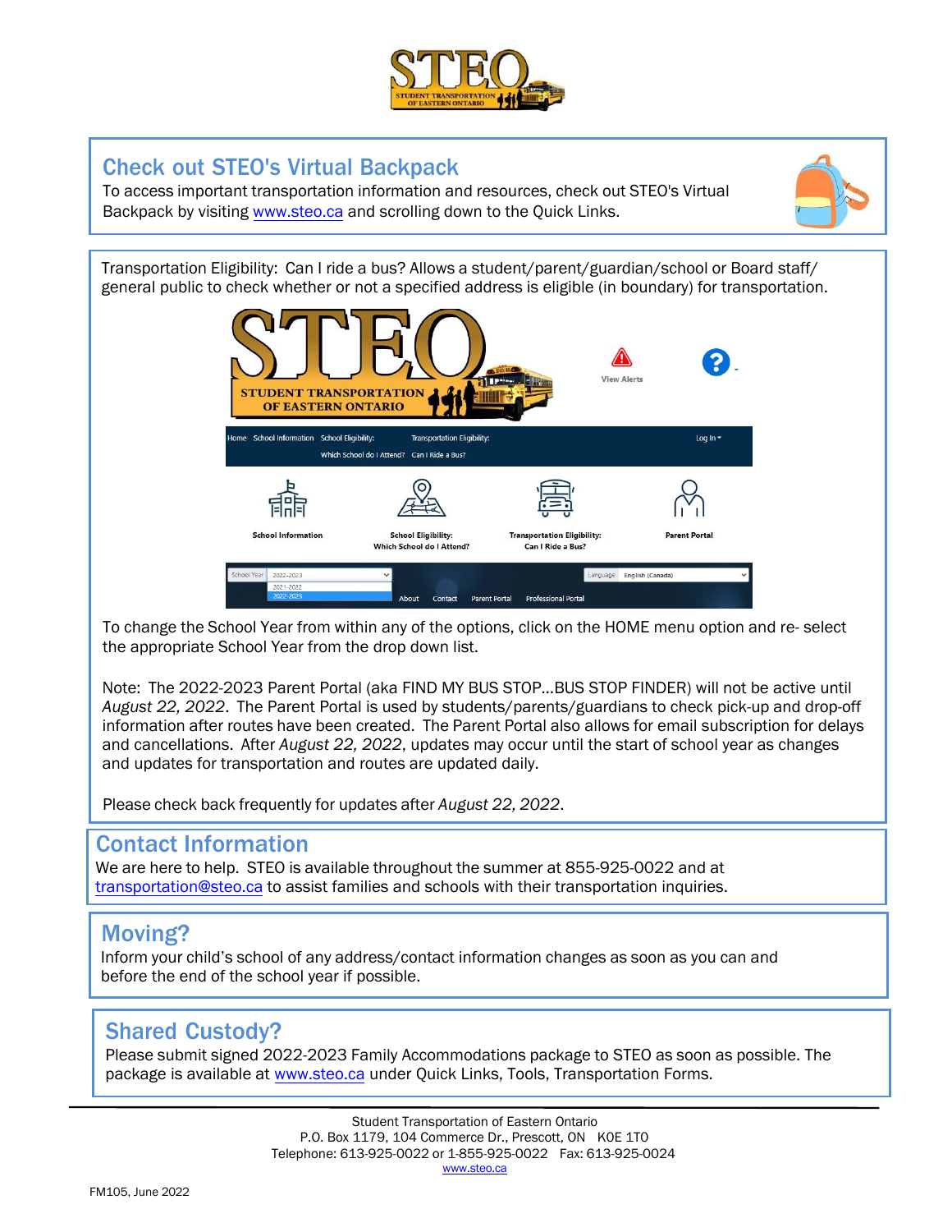## Check out STEO's Virtual Backpack

To access important transportation information and resources, check out STEO's Virtual Backpack by visiting www.steo.ca and scrolling down to the Quick Links.

Transportation Eligibility: Can I ride a bus? Allows a student/parent/guardian/school or Board staff/ general public to check whether or not a specified address is eligible (in boundary) for transportation.

To change the School Year from within any of the options, click on the HOME menu option and re- select the appropriate School Year from the drop down list.

Note: The 2022-2023 Parent Portal (aka FIND MY BUS STOP…BUS STOP FINDER) will not be active until *August 22, 2022*. The Parent Portal is used by students/parents/guardians to check pick-up and drop-off information after routes have been created. The Parent Portal also allows for email subscription for delays and cancellations. After *August 22, 2022*, updates may occur until the start of school year as changes and updates for transportation and routes are updated daily.

Please check back frequently for updates after *August 22, 2022*.

## Contact Information

We are here to help. STEO is available throughout the summer at 855-925-0022 and at transportation@steo.ca to assist families and schools with their transportation inquiries.

## Moving?

Inform your child's school of any address/contact information changes as soon as you can and before the end of the school year if possible.

## Shared Custody?

Please submit signed 2022-2023 Family Accommodations package to STEO as soon as possible. The package is available at www.steo.ca under Quick Links, Tools, Transportation Forms.

Student Transportation of Eastern Ontario
P.O. Box 1179, 104 Commerce Dr., Prescott, ON K0E 1T0
Telephone: 613-925-0022 or 1-855-925-0022 Fax: 613-925-0024
www.steo.ca

FM105, June 2022